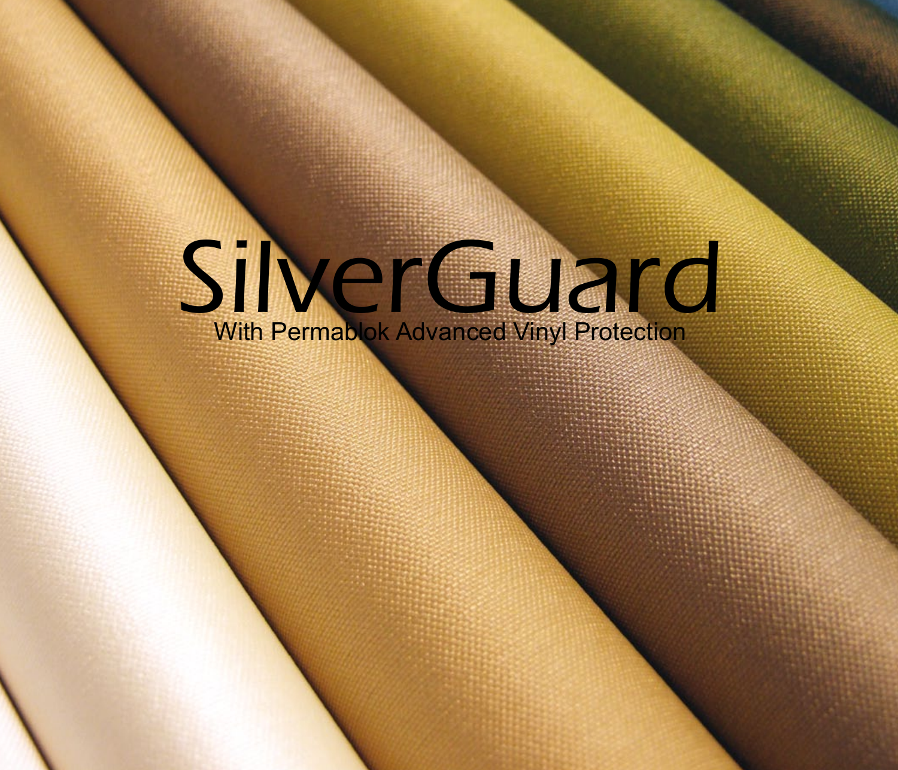# SilverGuard

With Permablok Advanced Vinyl Protection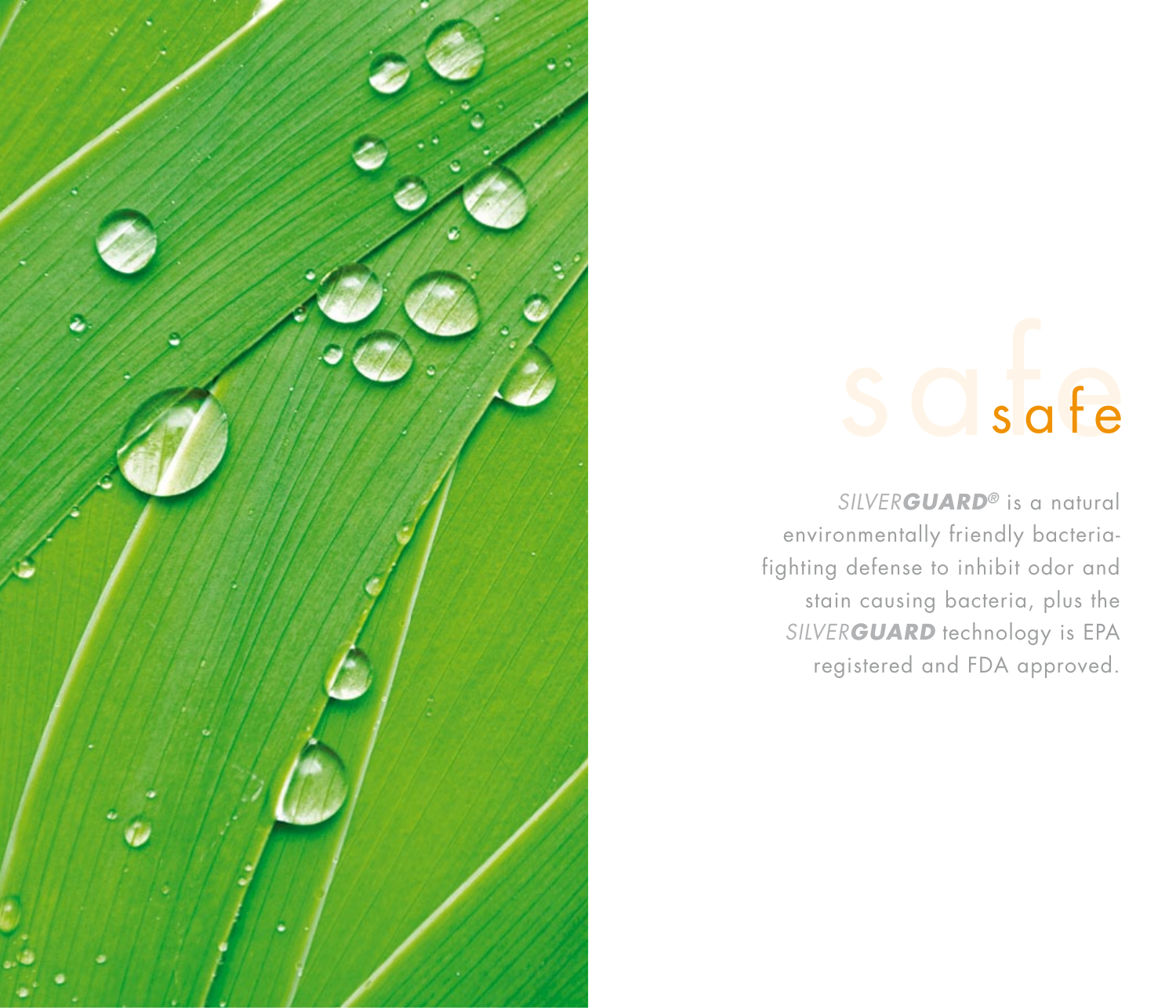# safe

*SILVER**GUARD**®* is a natural environmentally friendly bacteria-fighting defense to inhibit odor and stain causing bacteria, plus the *SILVER**GUARD*** technology is EPA registered and FDA approved.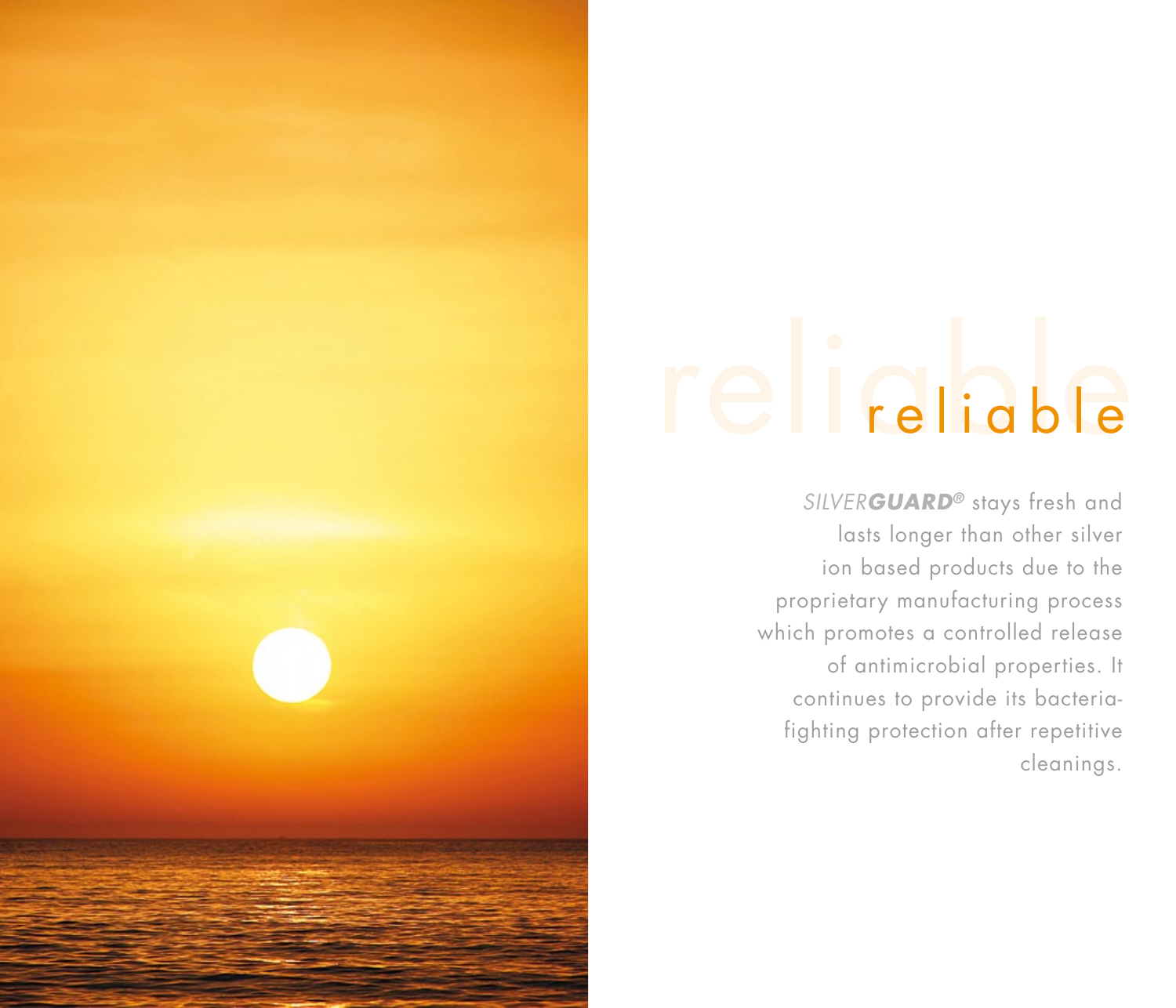# reliable

*SILVER**GUARD***® stays fresh and lasts longer than other silver ion based products due to the proprietary manufacturing process which promotes a controlled release of antimicrobial properties. It continues to provide its bacteria-fighting protection after repetitive cleanings.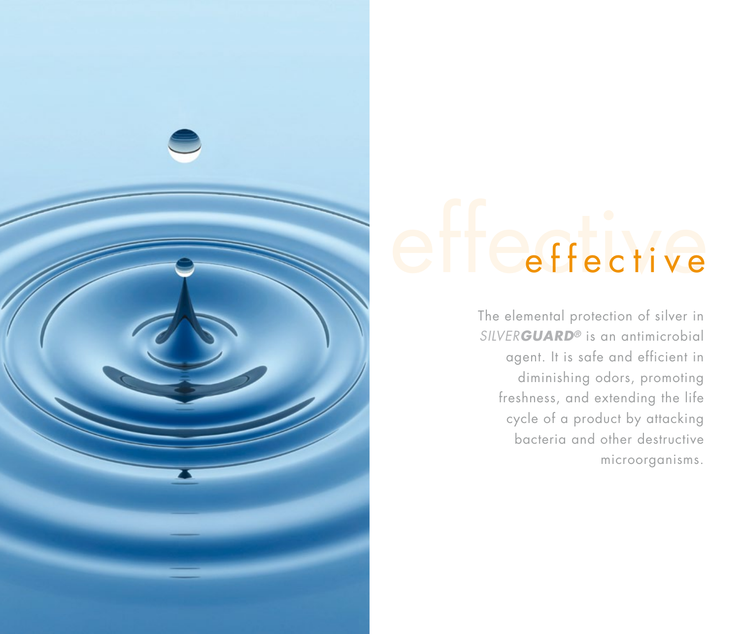# effective

The elemental protection of silver in *SILVER**GUARD**®* is an antimicrobial agent. It is safe and efficient in diminishing odors, promoting freshness, and extending the life cycle of a product by attacking bacteria and other destructive microorganisms.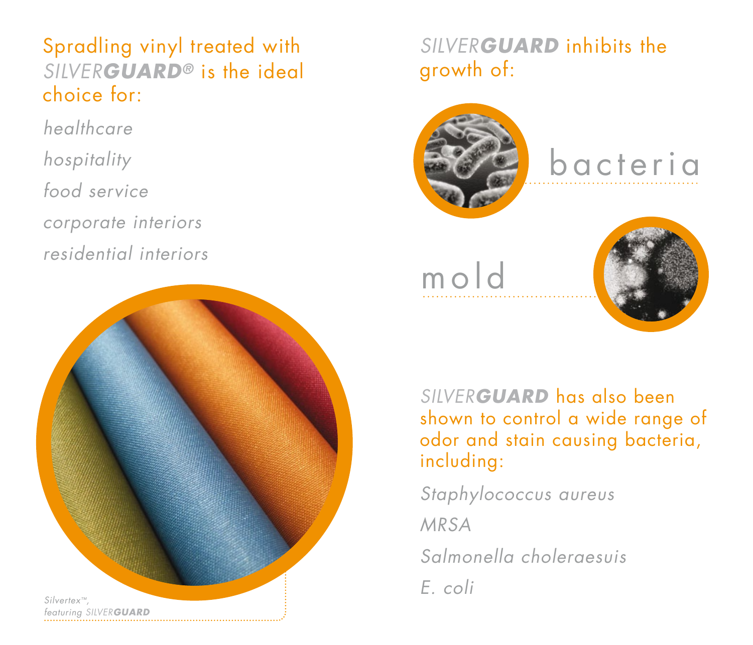Spradling vinyl treated with *SILVER**GUARD**®* is the ideal choice for:

*healthcare*

*hospitality*

*food service*

*corporate interiors*

*residential interiors*

*Silvertex™, featuring SILVER**GUARD***

*SILVER**GUARD*** inhibits the growth of:

bacteria

mold

*SILVER**GUARD*** has also been shown to control a wide range of odor and stain causing bacteria, including:

*Staphylococcus aureus*

*MRSA*

*Salmonella choleraesuis*

*E. coli*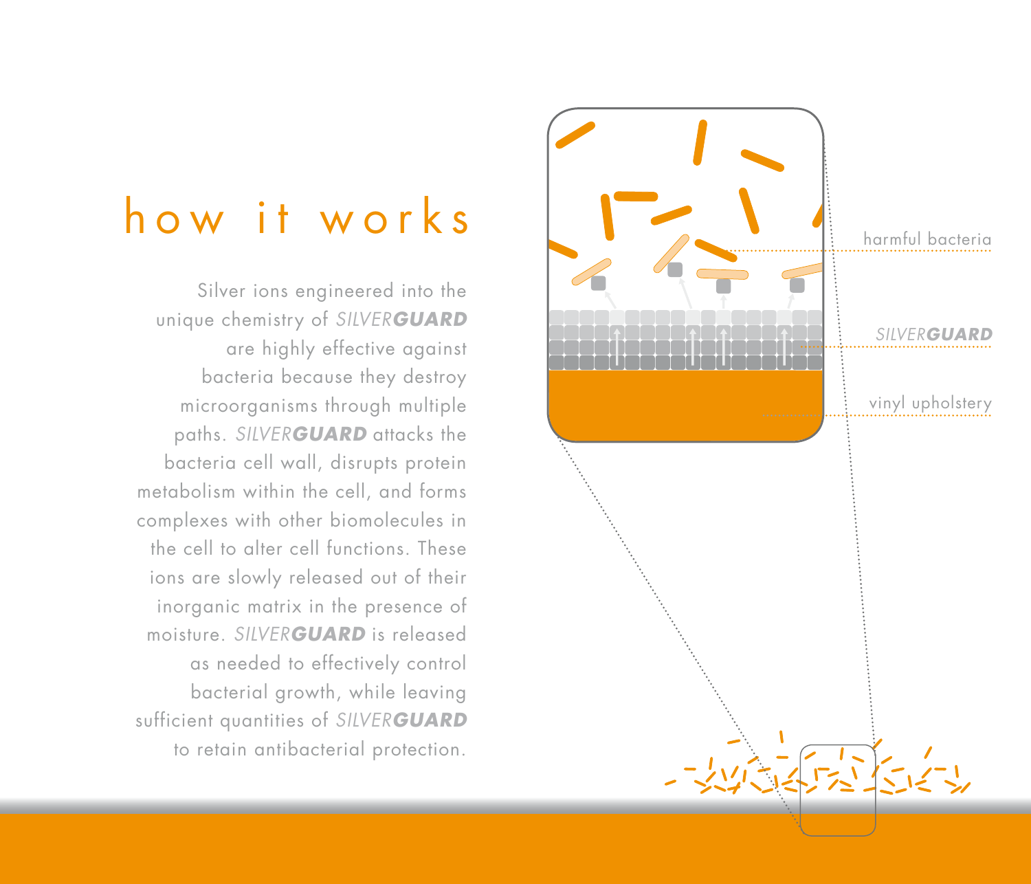# how it works

Silver ions engineered into the unique chemistry of *SILVER**GUARD*** are highly effective against bacteria because they destroy microorganisms through multiple paths. *SILVER**GUARD*** attacks the bacteria cell wall, disrupts protein metabolism within the cell, and forms complexes with other biomolecules in the cell to alter cell functions. These ions are slowly released out of their inorganic matrix in the presence of moisture. *SILVER**GUARD*** is released as needed to effectively control bacterial growth, while leaving sufficient quantities of *SILVER**GUARD*** to retain antibacterial protection.

harmful bacteria

*SILVER**GUARD***

vinyl upholstery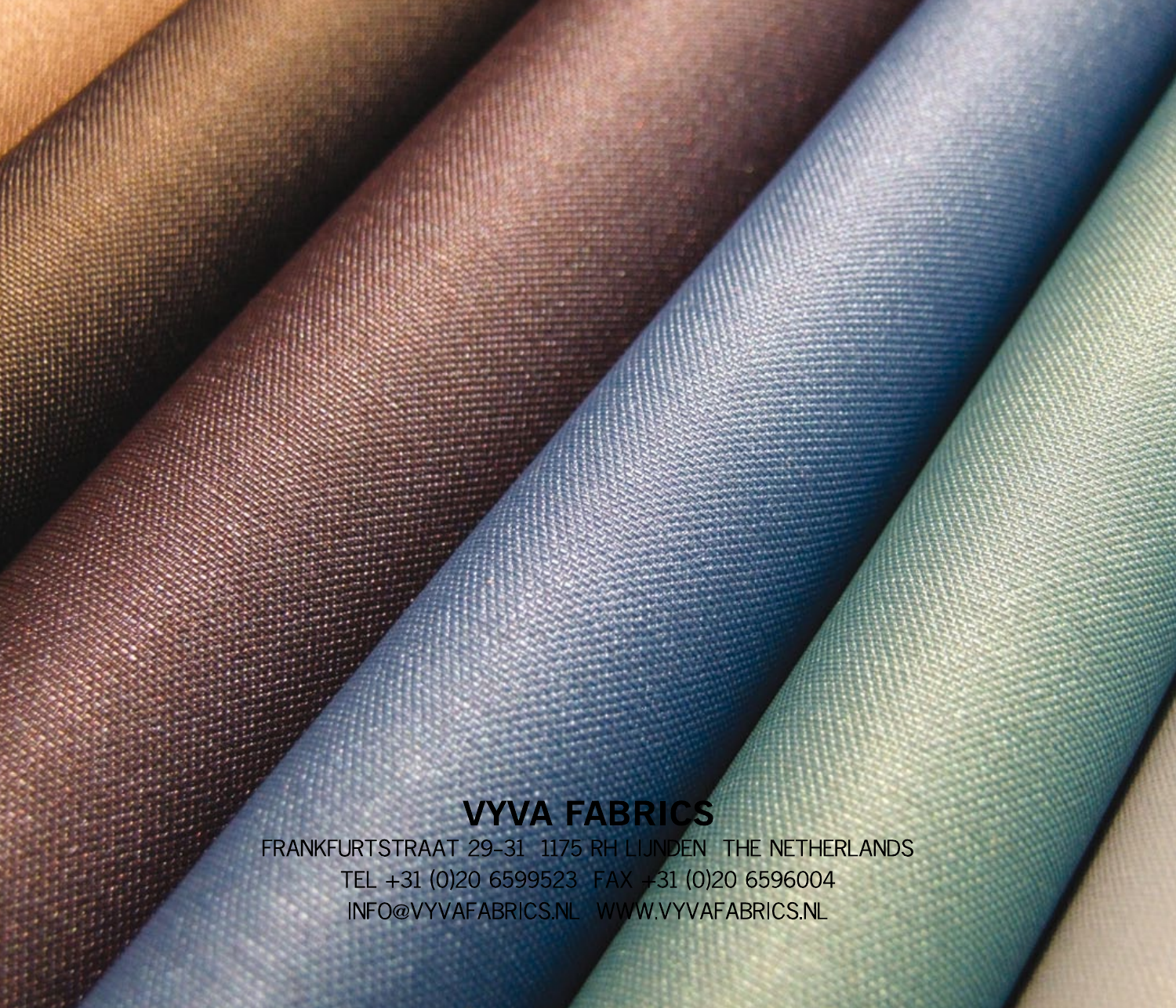# VYVA FABRICS

FRANKFURTSTRAAT 29-31 1175 RH LIJNDEN THE NETHERLANDS

TEL +31 (0)20 6599523 FAX +31 (0)20 6596004

INFO@VYVAFABRICS.NL WWW.VYVAFABRICS.NL